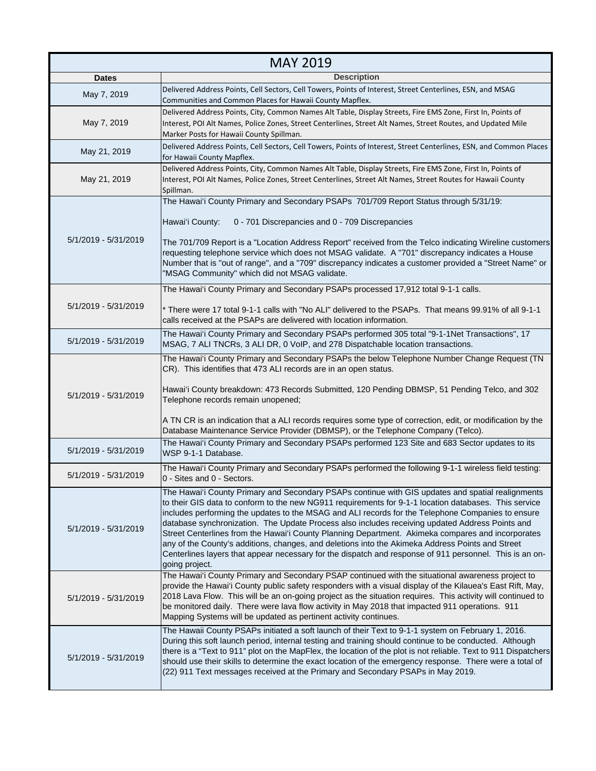## MAY 2019

| Dates | Description |
|---|---|
| May 7, 2019 | Delivered Address Points, Cell Sectors, Cell Towers, Points of Interest, Street Centerlines, ESN, and MSAG Communities and Common Places for Hawaii County Mapflex. |
| May 7, 2019 | Delivered Address Points, City, Common Names Alt Table, Display Streets, Fire EMS Zone, First In, Points of Interest, POI Alt Names, Police Zones, Street Centerlines, Street Alt Names, Street Routes, and Updated Mile Marker Posts for Hawaii County Spillman. |
| May 21, 2019 | Delivered Address Points, Cell Sectors, Cell Towers, Points of Interest, Street Centerlines, ESN, and Common Places for Hawaii County Mapflex. |
| May 21, 2019 | Delivered Address Points, City, Common Names Alt Table, Display Streets, Fire EMS Zone, First In, Points of Interest, POI Alt Names, Police Zones, Street Centerlines, Street Alt Names, Street Routes for Hawaii County Spillman. |
| 5/1/2019 - 5/31/2019 | The Hawai'i County Primary and Secondary PSAPs 701/709 Report Status through 5/31/19:<br><br>Hawai'i County: 0 - 701 Discrepancies and 0 - 709 Discrepancies<br><br>The 701/709 Report is a "Location Address Report" received from the Telco indicating Wireline customers requesting telephone service which does not MSAG validate. A "701" discrepancy indicates a House Number that is "out of range", and a "709" discrepancy indicates a customer provided a "Street Name" or "MSAG Community" which did not MSAG validate. |
| 5/1/2019 - 5/31/2019 | The Hawai'i County Primary and Secondary PSAPs processed 17,912 total 9-1-1 calls.<br><br>* There were 17 total 9-1-1 calls with "No ALI" delivered to the PSAPs. That means 99.91% of all 9-1-1 calls received at the PSAPs are delivered with location information. |
| 5/1/2019 - 5/31/2019 | The Hawai'i County Primary and Secondary PSAPs performed 305 total "9-1-1Net Transactions", 17 MSAG, 7 ALI TNCRs, 3 ALI DR, 0 VoIP, and 278 Dispatchable location transactions. |
| 5/1/2019 - 5/31/2019 | The Hawai'i County Primary and Secondary PSAPs the below Telephone Number Change Request (TN CR). This identifies that 473 ALI records are in an open status.<br><br>Hawai'i County breakdown: 473 Records Submitted, 120 Pending DBMSP, 51 Pending Telco, and 302 Telephone records remain unopened;<br><br>A TN CR is an indication that a ALI records requires some type of correction, edit, or modification by the Database Maintenance Service Provider (DBMSP), or the Telephone Company (Telco). |
| 5/1/2019 - 5/31/2019 | The Hawai'i County Primary and Secondary PSAPs performed 123 Site and 683 Sector updates to its WSP 9-1-1 Database. |
| 5/1/2019 - 5/31/2019 | The Hawai'i County Primary and Secondary PSAPs performed the following 9-1-1 wireless field testing: 0 - Sites and 0 - Sectors. |
| 5/1/2019 - 5/31/2019 | The Hawai'i County Primary and Secondary PSAPs continue with GIS updates and spatial realignments to their GIS data to conform to the new NG911 requirements for 9-1-1 location databases. This service includes performing the updates to the MSAG and ALI records for the Telephone Companies to ensure database synchronization. The Update Process also includes receiving updated Address Points and Street Centerlines from the Hawai'i County Planning Department. Akimeka compares and incorporates any of the County's additions, changes, and deletions into the Akimeka Address Points and Street Centerlines layers that appear necessary for the dispatch and response of 911 personnel. This is an on-going project. |
| 5/1/2019 - 5/31/2019 | The Hawai'i County Primary and Secondary PSAP continued with the situational awareness project to provide the Hawai'i County public safety responders with a visual display of the Kilauea's East Rift, May, 2018 Lava Flow. This will be an on-going project as the situation requires. This activity will continued to be monitored daily. There were lava flow activity in May 2018 that impacted 911 operations. 911 Mapping Systems will be updated as pertinent activity continues. |
| 5/1/2019 - 5/31/2019 | The Hawaii County PSAPs initiated a soft launch of their Text to 9-1-1 system on February 1, 2016. During this soft launch period, internal testing and training should continue to be conducted. Although there is a "Text to 911" plot on the MapFlex, the location of the plot is not reliable. Text to 911 Dispatchers should use their skills to determine the exact location of the emergency response. There were a total of (22) 911 Text messages received at the Primary and Secondary PSAPs in May 2019. |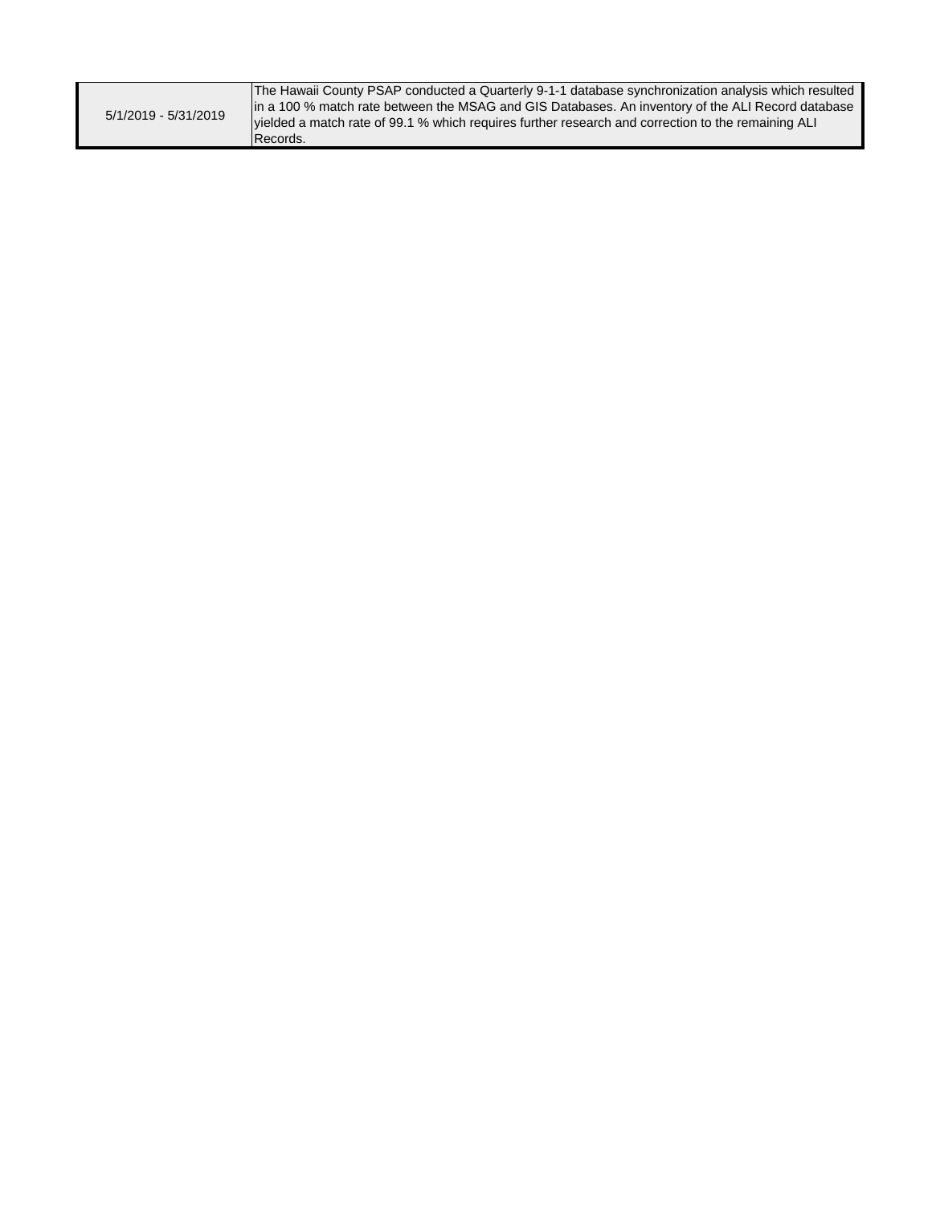| | |
|---|---|
| 5/1/2019 - 5/31/2019 | The Hawaii County PSAP conducted a Quarterly 9-1-1 database synchronization analysis which resulted in a 100 % match rate between the MSAG and GIS Databases. An inventory of the ALI Record database yielded a match rate of 99.1 % which requires further research and correction to the remaining ALI Records. |